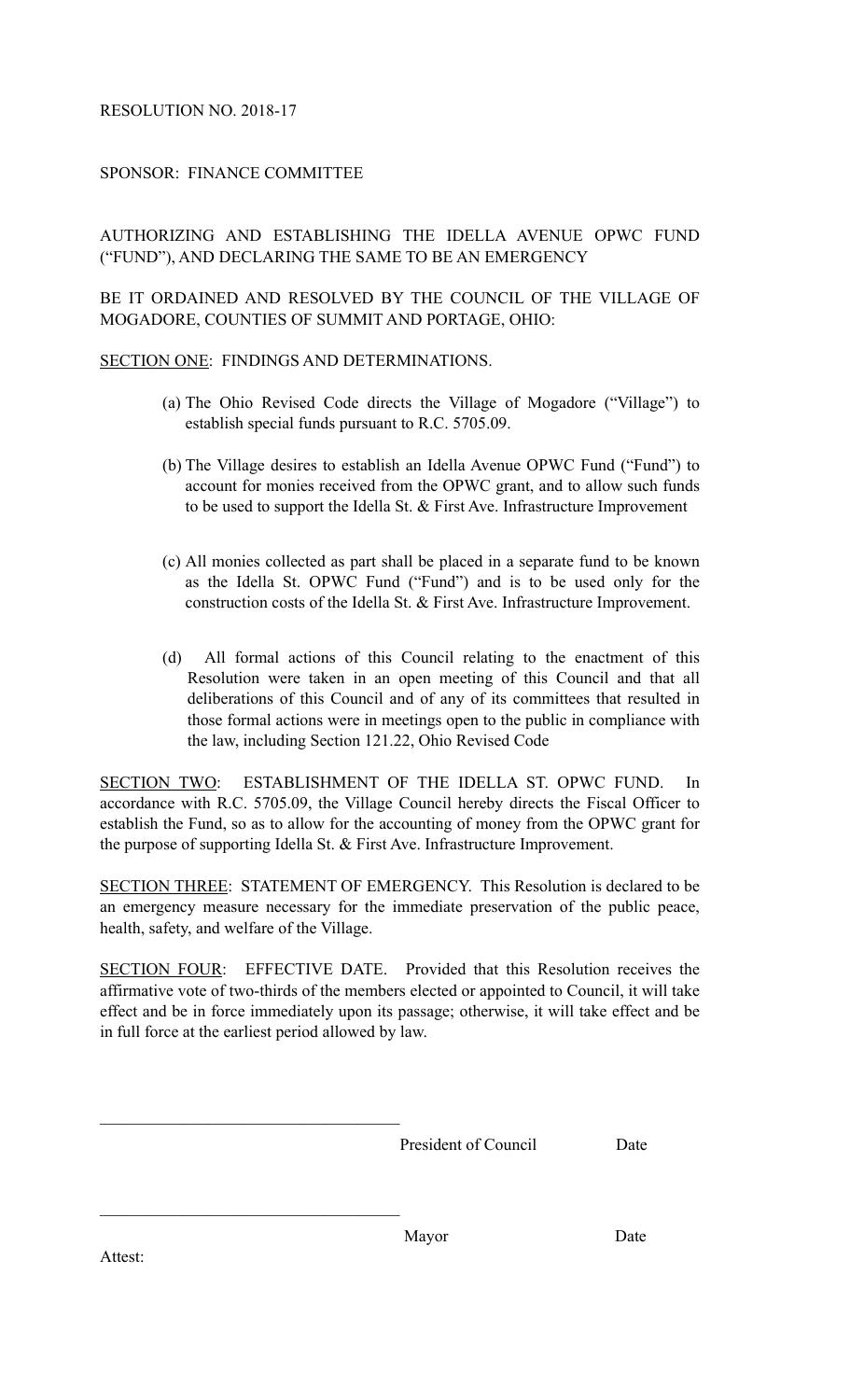RESOLUTION NO. 2018-17

SPONSOR: FINANCE COMMITTEE

AUTHORIZING AND ESTABLISHING THE IDELLA AVENUE OPWC FUND ("FUND"), AND DECLARING THE SAME TO BE AN EMERGENCY

BE IT ORDAINED AND RESOLVED BY THE COUNCIL OF THE VILLAGE OF MOGADORE, COUNTIES OF SUMMIT AND PORTAGE, OHIO:

<u>SECTION ONE</u>: FINDINGS AND DETERMINATIONS.

(a) The Ohio Revised Code directs the Village of Mogadore ("Village") to establish special funds pursuant to R.C. 5705.09.

(b) The Village desires to establish an Idella Avenue OPWC Fund ("Fund") to account for monies received from the OPWC grant, and to allow such funds to be used to support the Idella St. & First Ave. Infrastructure Improvement

(c) All monies collected as part shall be placed in a separate fund to be known as the Idella St. OPWC Fund ("Fund") and is to be used only for the construction costs of the Idella St. & First Ave. Infrastructure Improvement.

(d) All formal actions of this Council relating to the enactment of this Resolution were taken in an open meeting of this Council and that all deliberations of this Council and of any of its committees that resulted in those formal actions were in meetings open to the public in compliance with the law, including Section 121.22, Ohio Revised Code

<u>SECTION TWO</u>: ESTABLISHMENT OF THE IDELLA ST. OPWC FUND. In accordance with R.C. 5705.09, the Village Council hereby directs the Fiscal Officer to establish the Fund, so as to allow for the accounting of money from the OPWC grant for the purpose of supporting Idella St. & First Ave. Infrastructure Improvement.

<u>SECTION THREE</u>: STATEMENT OF EMERGENCY. This Resolution is declared to be an emergency measure necessary for the immediate preservation of the public peace, health, safety, and welfare of the Village.

<u>SECTION FOUR</u>: EFFECTIVE DATE. Provided that this Resolution receives the affirmative vote of two-thirds of the members elected or appointed to Council, it will take effect and be in force immediately upon its passage; otherwise, it will take effect and be in full force at the earliest period allowed by law.

\_\_\_\_\_\_\_\_\_\_\_\_\_\_\_\_\_\_\_\_\_\_\_\_\_\_\_\_\_\_\_\_\_\_\_\_

President of Council Date

\_\_\_\_\_\_\_\_\_\_\_\_\_\_\_\_\_\_\_\_\_\_\_\_\_\_\_\_\_\_\_\_\_\_\_\_

Mayor Date

Attest: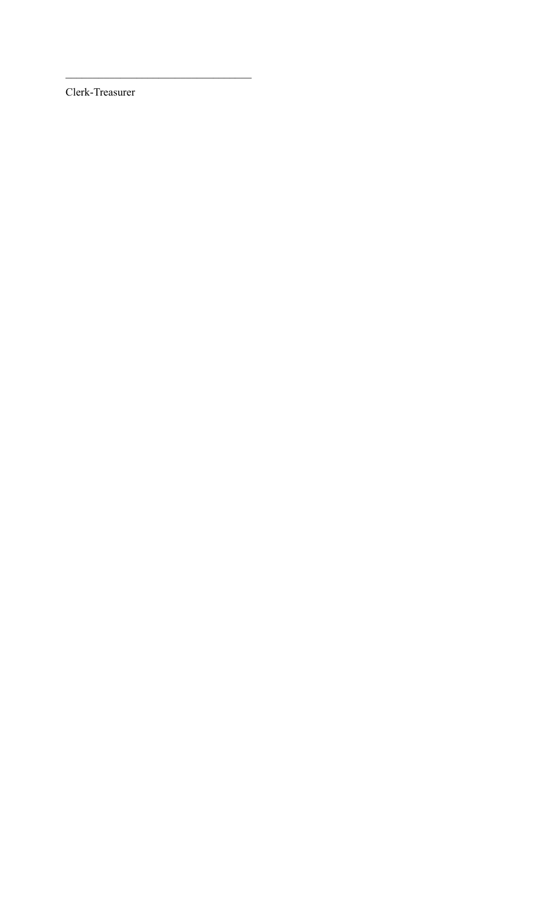\_\_\_\_\_\_\_\_\_\_\_\_\_\_\_\_\_\_\_\_\_\_\_\_\_\_\_\_\_\_\_\_\_\_\_\_

Clerk-Treasurer